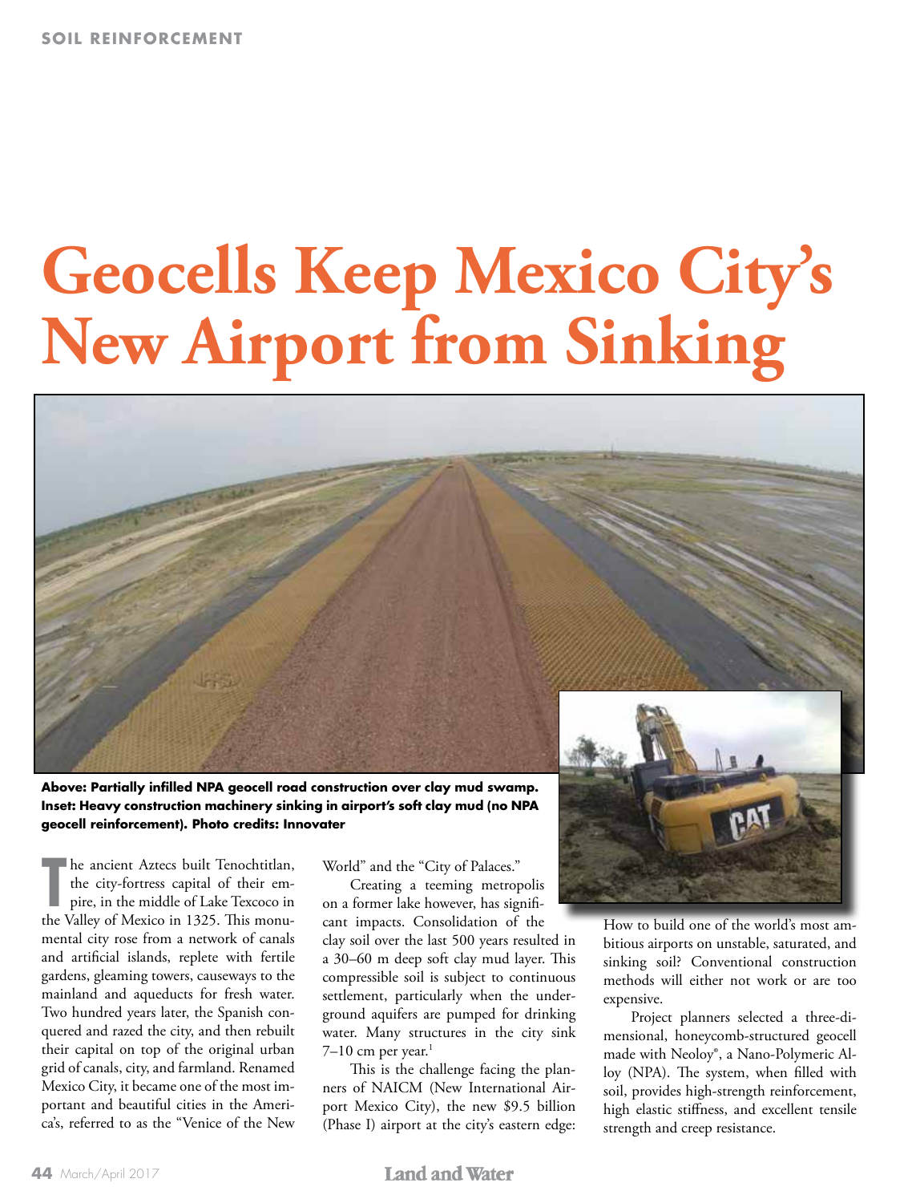SOIL REINFORCEMENT

# Geocells Keep Mexico City's New Airport from Sinking

**Above: Partially infilled NPA geocell road construction over clay mud swamp. Inset: Heavy construction machinery sinking in airport's soft clay mud (no NPA geocell reinforcement). Photo credits: Innovater**

The ancient Aztecs built Tenochtitlan, the city-fortress capital of their empire, in the middle of Lake Texcoco in the Valley of Mexico in 1325. This monumental city rose from a network of canals and artificial islands, replete with fertile gardens, gleaming towers, causeways to the mainland and aqueducts for fresh water. Two hundred years later, the Spanish conquered and razed the city, and then rebuilt their capital on top of the original urban grid of canals, city, and farmland. Renamed Mexico City, it became one of the most important and beautiful cities in the America's, referred to as the "Venice of the New World" and the "City of Palaces."

Creating a teeming metropolis on a former lake however, has significant impacts. Consolidation of the clay soil over the last 500 years resulted in a 30–60 m deep soft clay mud layer. This compressible soil is subject to continuous settlement, particularly when the underground aquifers are pumped for drinking water. Many structures in the city sink 7–10 cm per year.[1]

This is the challenge facing the planners of NAICM (New International Airport Mexico City), the new $9.5 billion (Phase I) airport at the city's eastern edge: How to build one of the world's most ambitious airports on unstable, saturated, and sinking soil? Conventional construction methods will either not work or are too expensive.

Project planners selected a three-dimensional, honeycomb-structured geocell made with Neoloy®, a Nano-Polymeric Alloy (NPA). The system, when filled with soil, provides high-strength reinforcement, high elastic stiffness, and excellent tensile strength and creep resistance.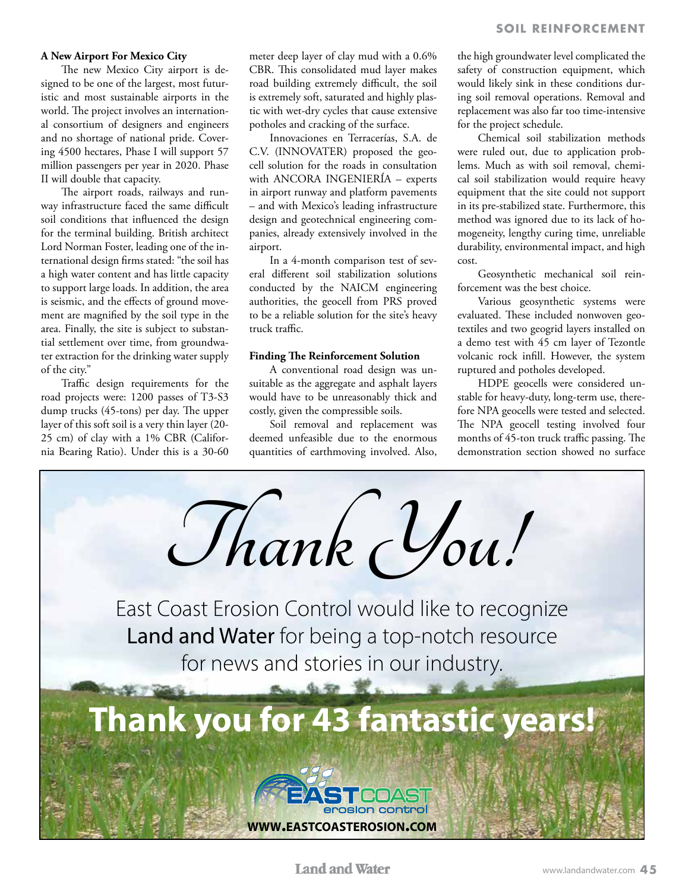**A New Airport For Mexico City**

The new Mexico City airport is designed to be one of the largest, most futuristic and most sustainable airports in the world. The project involves an international consortium of designers and engineers and no shortage of national pride. Covering 4500 hectares, Phase I will support 57 million passengers per year in 2020. Phase II will double that capacity.

The airport roads, railways and runway infrastructure faced the same difficult soil conditions that influenced the design for the terminal building. British architect Lord Norman Foster, leading one of the international design firms stated: "the soil has a high water content and has little capacity to support large loads. In addition, the area is seismic, and the effects of ground movement are magnified by the soil type in the area. Finally, the site is subject to substantial settlement over time, from groundwater extraction for the drinking water supply of the city."

Traffic design requirements for the road projects were: 1200 passes of T3-S3 dump trucks (45-tons) per day. The upper layer of this soft soil is a very thin layer (20-25 cm) of clay with a 1% CBR (California Bearing Ratio). Under this is a 30-60 meter deep layer of clay mud with a 0.6% CBR. This consolidated mud layer makes road building extremely difficult, the soil is extremely soft, saturated and highly plastic with wet-dry cycles that cause extensive potholes and cracking of the surface.

Innovaciones en Terracerías, S.A. de C.V. (INNOVATER) proposed the geocell solution for the roads in consultation with ANCORA INGENIERÍA – experts in airport runway and platform pavements – and with Mexico's leading infrastructure design and geotechnical engineering companies, already extensively involved in the airport.

In a 4-month comparison test of several different soil stabilization solutions conducted by the NAICM engineering authorities, the geocell from PRS proved to be a reliable solution for the site's heavy truck traffic.

**Finding The Reinforcement Solution**

A conventional road design was unsuitable as the aggregate and asphalt layers would have to be unreasonably thick and costly, given the compressible soils.

Soil removal and replacement was deemed unfeasible due to the enormous quantities of earthmoving involved. Also, the high groundwater level complicated the safety of construction equipment, which would likely sink in these conditions during soil removal operations. Removal and replacement was also far too time-intensive for the project schedule.

Chemical soil stabilization methods were ruled out, due to application problems. Much as with soil removal, chemical soil stabilization would require heavy equipment that the site could not support in its pre-stabilized state. Furthermore, this method was ignored due to its lack of homogeneity, lengthy curing time, unreliable durability, environmental impact, and high cost.

Geosynthetic mechanical soil reinforcement was the best choice.

Various geosynthetic systems were evaluated. These included nonwoven geotextiles and two geogrid layers installed on a demo test with 45 cm layer of Tezontle volcanic rock infill. However, the system ruptured and potholes developed.

HDPE geocells were considered unstable for heavy-duty, long-term use, therefore NPA geocells were tested and selected. The NPA geocell testing involved four months of 45-ton truck traffic passing. The demonstration section showed no surface

*Thank You!*

East Coast Erosion Control would like to recognize **Land and Water** for being a top-notch resource for news and stories in our industry.

**Thank you for 43 fantastic years!**

EASTCOAST erosion control

**WWW.EASTCOASTEROSION.COM**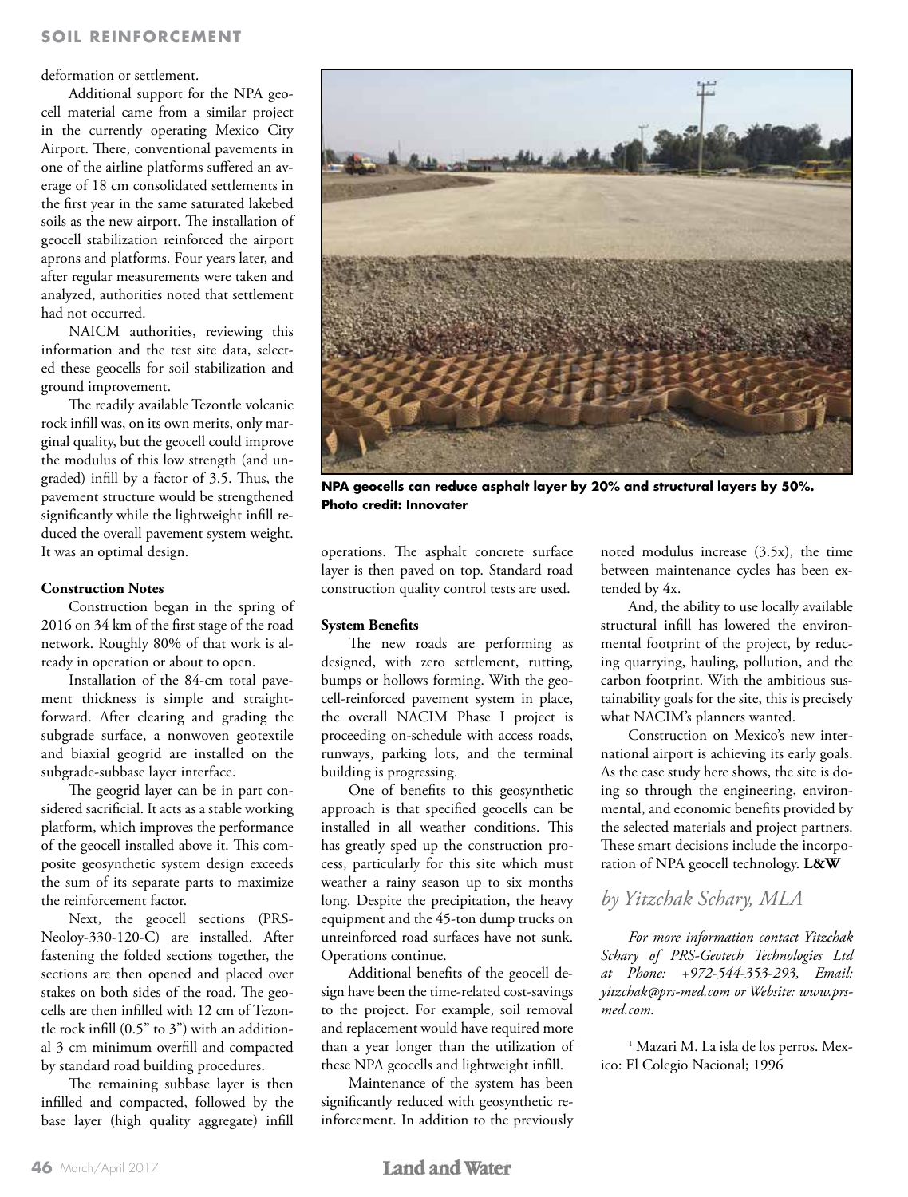deformation or settlement.

Additional support for the NPA geocell material came from a similar project in the currently operating Mexico City Airport. There, conventional pavements in one of the airline platforms suffered an average of 18 cm consolidated settlements in the first year in the same saturated lakebed soils as the new airport. The installation of geocell stabilization reinforced the airport aprons and platforms. Four years later, and after regular measurements were taken and analyzed, authorities noted that settlement had not occurred.

NAICM authorities, reviewing this information and the test site data, selected these geocells for soil stabilization and ground improvement.

The readily available Tezontle volcanic rock infill was, on its own merits, only marginal quality, but the geocell could improve the modulus of this low strength (and ungraded) infill by a factor of 3.5. Thus, the pavement structure would be strengthened significantly while the lightweight infill reduced the overall pavement system weight. It was an optimal design.

**NPA geocells can reduce asphalt layer by 20% and structural layers by 50%. Photo credit: Innovater**

#### Construction Notes

Construction began in the spring of 2016 on 34 km of the first stage of the road network. Roughly 80% of that work is already in operation or about to open.

Installation of the 84-cm total pavement thickness is simple and straightforward. After clearing and grading the subgrade surface, a nonwoven geotextile and biaxial geogrid are installed on the subgrade-subbase layer interface.

The geogrid layer can be in part considered sacrificial. It acts as a stable working platform, which improves the performance of the geocell installed above it. This composite geosynthetic system design exceeds the sum of its separate parts to maximize the reinforcement factor.

Next, the geocell sections (PRS-Neoloy-330-120-C) are installed. After fastening the folded sections together, the sections are then opened and placed over stakes on both sides of the road. The geocells are then infilled with 12 cm of Tezontle rock infill (0.5" to 3") with an additional 3 cm minimum overfill and compacted by standard road building procedures.

The remaining subbase layer is then infilled and compacted, followed by the base layer (high quality aggregate) infill operations. The asphalt concrete surface layer is then paved on top. Standard road construction quality control tests are used.

#### System Benefits

The new roads are performing as designed, with zero settlement, rutting, bumps or hollows forming. With the geocell-reinforced pavement system in place, the overall NACIM Phase I project is proceeding on-schedule with access roads, runways, parking lots, and the terminal building is progressing.

One of benefits to this geosynthetic approach is that specified geocells can be installed in all weather conditions. This has greatly sped up the construction process, particularly for this site which must weather a rainy season up to six months long. Despite the precipitation, the heavy equipment and the 45-ton dump trucks on unreinforced road surfaces have not sunk. Operations continue.

Additional benefits of the geocell design have been the time-related cost-savings to the project. For example, soil removal and replacement would have required more than a year longer than the utilization of these NPA geocells and lightweight infill.

Maintenance of the system has been significantly reduced with geosynthetic reinforcement. In addition to the previously noted modulus increase (3.5x), the time between maintenance cycles has been extended by 4x.

And, the ability to use locally available structural infill has lowered the environmental footprint of the project, by reducing quarrying, hauling, pollution, and the carbon footprint. With the ambitious sustainability goals for the site, this is precisely what NACIM's planners wanted.

Construction on Mexico's new international airport is achieving its early goals. As the case study here shows, the site is doing so through the engineering, environmental, and economic benefits provided by the selected materials and project partners. These smart decisions include the incorporation of NPA geocell technology. **L&W**

*by Yitzchak Schary, MLA*

*For more information contact Yitzchak Schary of PRS-Geotech Technologies Ltd at Phone: +972-544-353-293, Email: yitzchak@prs-med.com or Website: www.prs-med.com.*

[1] Mazari M. La isla de los perros. Mexico: El Colegio Nacional; 1996